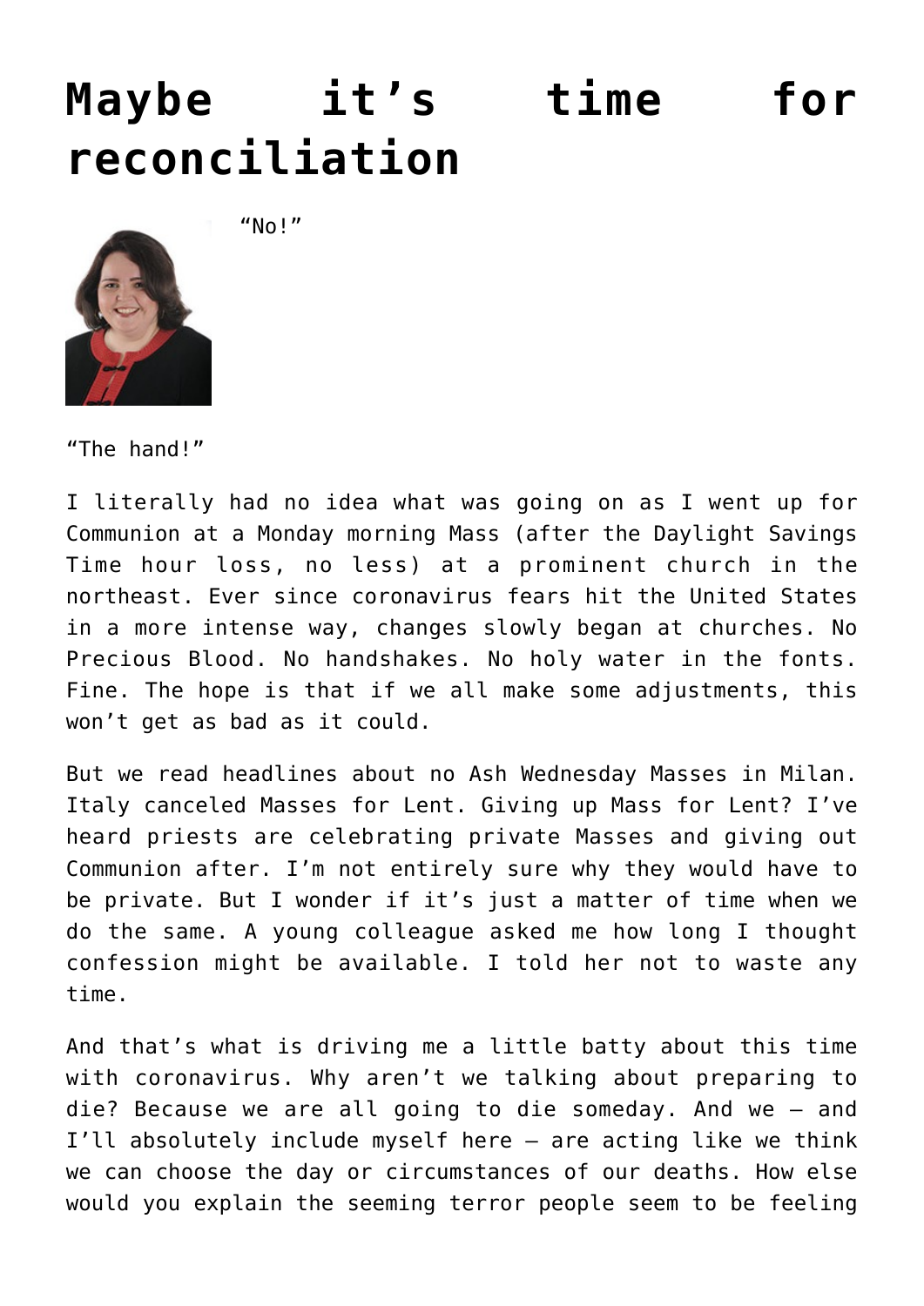# Maybe it's time for reconciliation

"No!"

"The hand!"

I literally had no idea what was going on as I went up for Communion at a Monday morning Mass (after the Daylight Savings Time hour loss, no less) at a prominent church in the northeast. Ever since coronavirus fears hit the United States in a more intense way, changes slowly began at churches. No Precious Blood. No handshakes. No holy water in the fonts. Fine. The hope is that if we all make some adjustments, this won't get as bad as it could.

But we read headlines about no Ash Wednesday Masses in Milan. Italy canceled Masses for Lent. Giving up Mass for Lent? I've heard priests are celebrating private Masses and giving out Communion after. I'm not entirely sure why they would have to be private. But I wonder if it's just a matter of time when we do the same. A young colleague asked me how long I thought confession might be available. I told her not to waste any time.

And that's what is driving me a little batty about this time with coronavirus. Why aren't we talking about preparing to die? Because we are all going to die someday. And we — and I'll absolutely include myself here — are acting like we think we can choose the day or circumstances of our deaths. How else would you explain the seeming terror people seem to be feeling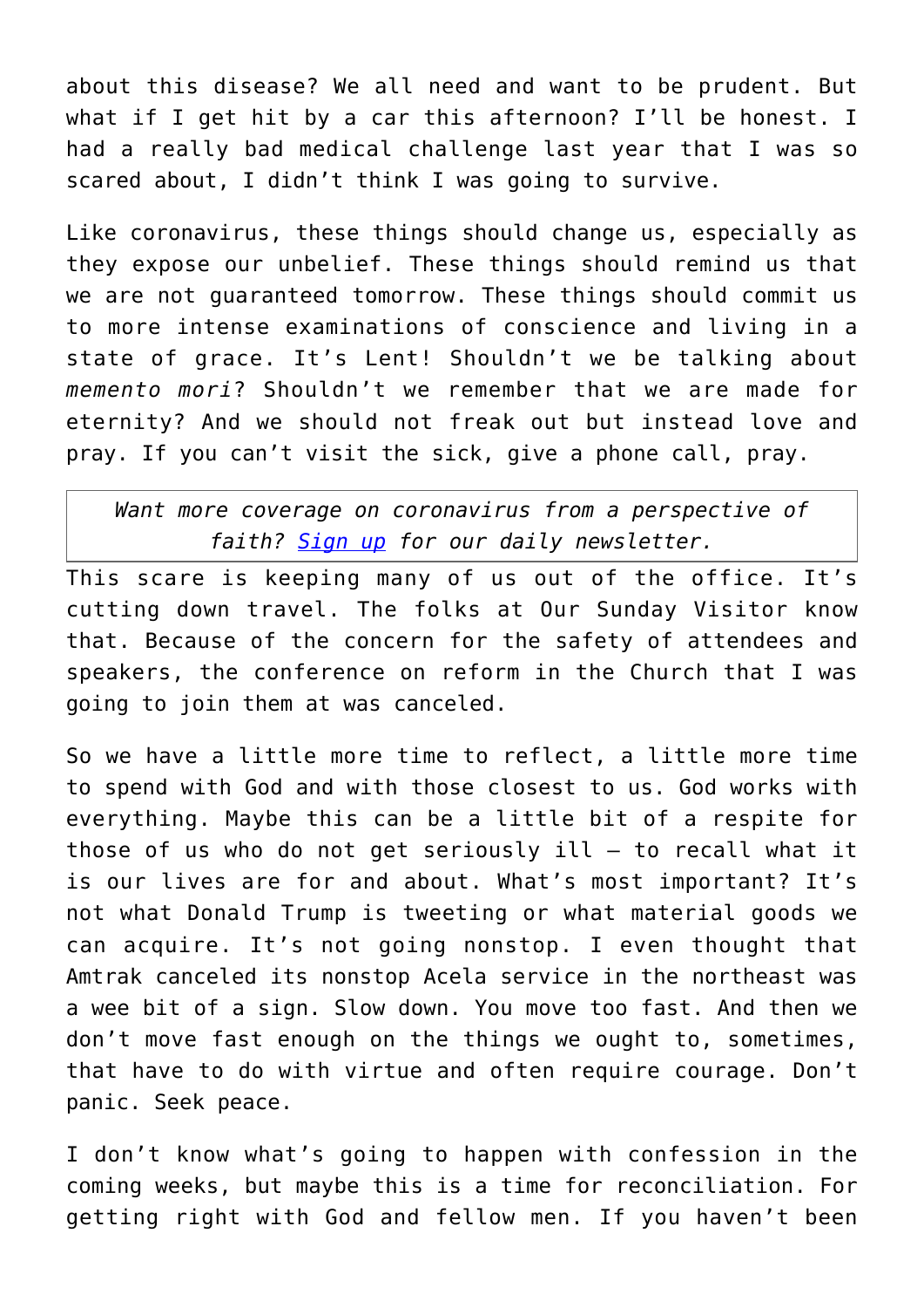about this disease? We all need and want to be prudent. But what if I get hit by a car this afternoon? I'll be honest. I had a really bad medical challenge last year that I was so scared about, I didn't think I was going to survive.

Like coronavirus, these things should change us, especially as they expose our unbelief. These things should remind us that we are not guaranteed tomorrow. These things should commit us to more intense examinations of conscience and living in a state of grace. It's Lent! Shouldn't we be talking about *memento mori*? Shouldn't we remember that we are made for eternity? And we should not freak out but instead love and pray. If you can't visit the sick, give a phone call, pray.

> *Want more coverage on coronavirus from a perspective of faith? [Sign up]() for our daily newsletter.*

This scare is keeping many of us out of the office. It's cutting down travel. The folks at Our Sunday Visitor know that. Because of the concern for the safety of attendees and speakers, the conference on reform in the Church that I was going to join them at was canceled.

So we have a little more time to reflect, a little more time to spend with God and with those closest to us. God works with everything. Maybe this can be a little bit of a respite for those of us who do not get seriously ill — to recall what it is our lives are for and about. What's most important? It's not what Donald Trump is tweeting or what material goods we can acquire. It's not going nonstop. I even thought that Amtrak canceled its nonstop Acela service in the northeast was a wee bit of a sign. Slow down. You move too fast. And then we don't move fast enough on the things we ought to, sometimes, that have to do with virtue and often require courage. Don't panic. Seek peace.

I don't know what's going to happen with confession in the coming weeks, but maybe this is a time for reconciliation. For getting right with God and fellow men. If you haven't been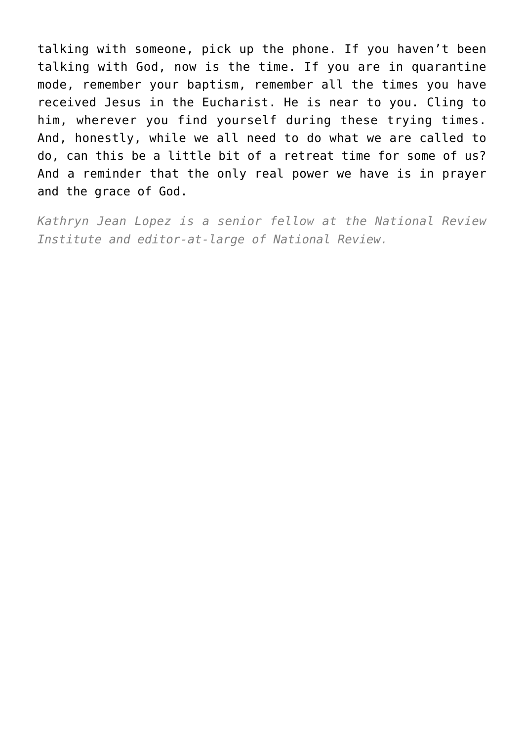talking with someone, pick up the phone. If you haven't been talking with God, now is the time. If you are in quarantine mode, remember your baptism, remember all the times you have received Jesus in the Eucharist. He is near to you. Cling to him, wherever you find yourself during these trying times. And, honestly, while we all need to do what we are called to do, can this be a little bit of a retreat time for some of us? And a reminder that the only real power we have is in prayer and the grace of God.

*Kathryn Jean Lopez is a senior fellow at the National Review Institute and editor-at-large of National Review.*